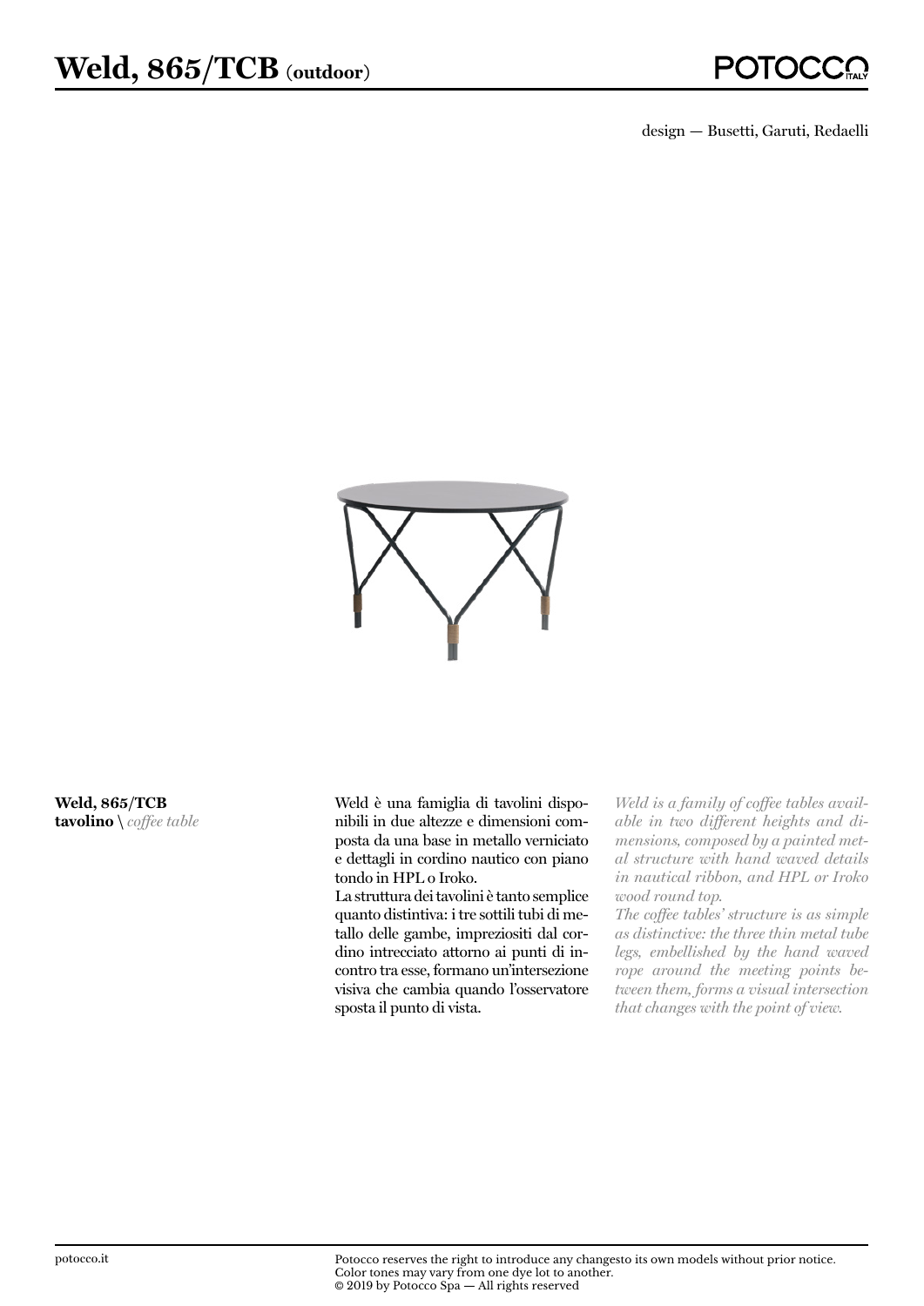# Weld, 865/TCB (outdoor)

POTOCCO ITALY

design — Busetti, Garuti, Redaelli

**Weld, 865/TCB**
**tavolino** \ *coffee table*

Weld è una famiglia di tavolini disponibili in due altezze e dimensioni composta da una base in metallo verniciato e dettagli in cordino nautico con piano tondo in HPL o Iroko.
La struttura dei tavolini è tanto semplice quanto distintiva: i tre sottili tubi di metallo delle gambe, impreziositi dal cordino intrecciato attorno ai punti di incontro tra esse, formano un'intersezione visiva che cambia quando l'osservatore sposta il punto di vista.

*Weld is a family of coffee tables available in two different heights and dimensions, composed by a painted metal structure with hand waved details in nautical ribbon, and HPL or Iroko wood round top.*
*The coffee tables' structure is as simple as distinctive: the three thin metal tube legs, embellished by the hand waved rope around the meeting points between them, forms a visual intersection that changes with the point of view.*

potocco.it

Potocco reserves the right to introduce any changesto its own models without prior notice.
Color tones may vary from one dye lot to another.
© 2019 by Potocco Spa — All rights reserved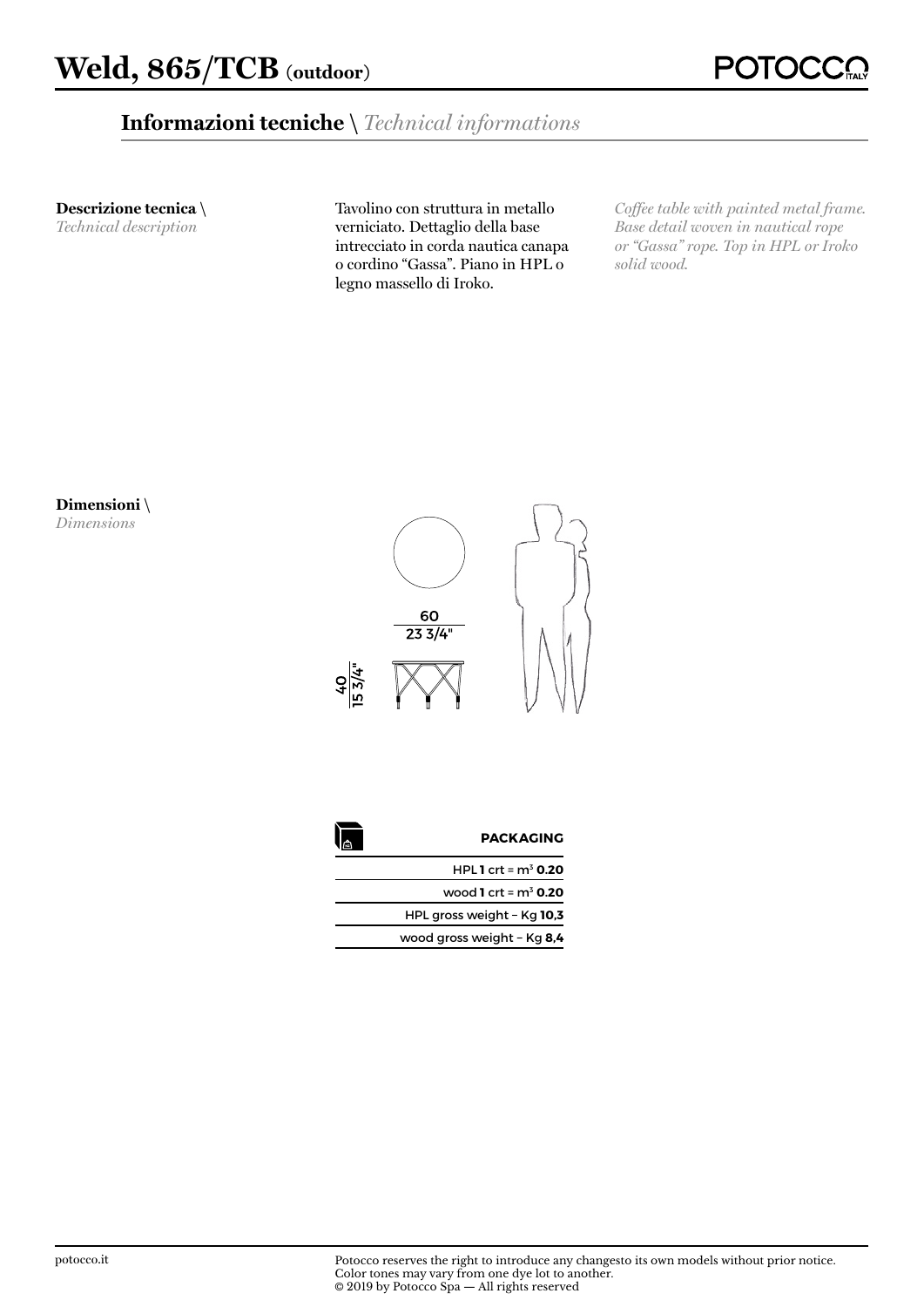# Weld, 865/TCB (outdoor)

## Informazioni tecniche \ *Technical informations*

**Descrizione tecnica** \ *Technical description*

Tavolino con struttura in metallo verniciato. Dettaglio della base intrecciato in corda nautica canapa o cordino "Gassa". Piano in HPL o legno massello di Iroko.

*Coffee table with painted metal frame. Base detail woven in nautical rope or "Gassa" rope. Top in HPL or Iroko solid wood.*

**Dimensioni** \ *Dimensions*

60
23 3/4"

40
15 3/4"

| PACKAGING |
|---|
| HPL **1** crt = m³ **0.20** |
| wood **1** crt = m³ **0.20** |
| HPL gross weight – Kg **10,3** |
| wood gross weight – Kg **8,4** |

potocco.it

Potocco reserves the right to introduce any changesto its own models without prior notice. Color tones may vary from one dye lot to another.
© 2019 by Potocco Spa — All rights reserved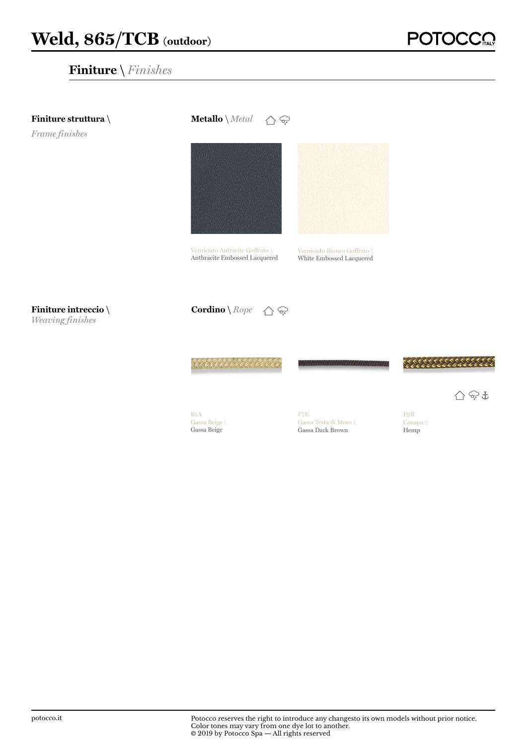# Weld, 865/TCB (outdoor)

## **Finiture** \ *Finishes*

**Finiture struttura** \
*Frame finishes*

**Metallo** \ *Metal*

Verniciato Antracite Goffrato \
Anthracite Embossed Lacquered

Verniciato Bianco Goffrato \
White Embossed Lacquered

**Finiture intreccio** \
*Weaving finishes*

**Cordino** \ *Rope*

B1A
Gassa Beige \
Gassa Beige

F7E
Gassa Testa di Moro \
Gassa Dark Brown

F9B
Canapa \
Hemp

potocco.it

Potocco reserves the right to introduce any changesto its own models without prior notice.
Color tones may vary from one dye lot to another.
© 2019 by Potocco Spa — All rights reserved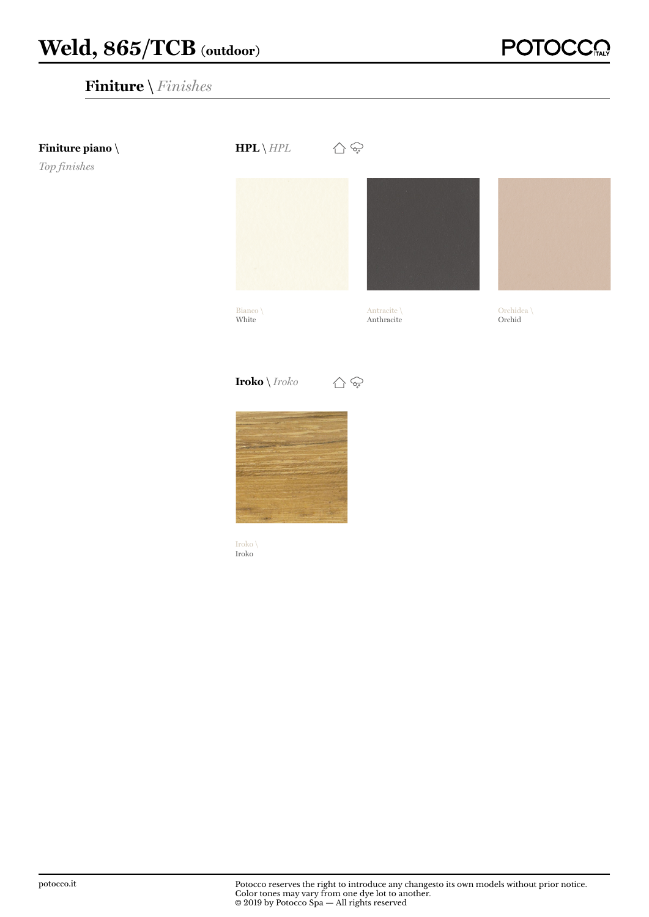# Weld, 865/TCB (outdoor)

## **Finiture** \ *Finishes*

**Finiture piano** \
*Top finishes*

**HPL** \ *HPL*

Bianco \
White

Antracite \
Anthracite

Orchidea \
Orchid

**Iroko** \ *Iroko*

Iroko \
Iroko

potocco.it

Potocco reserves the right to introduce any changesto its own models without prior notice.
Color tones may vary from one dye lot to another.
© 2019 by Potocco Spa — All rights reserved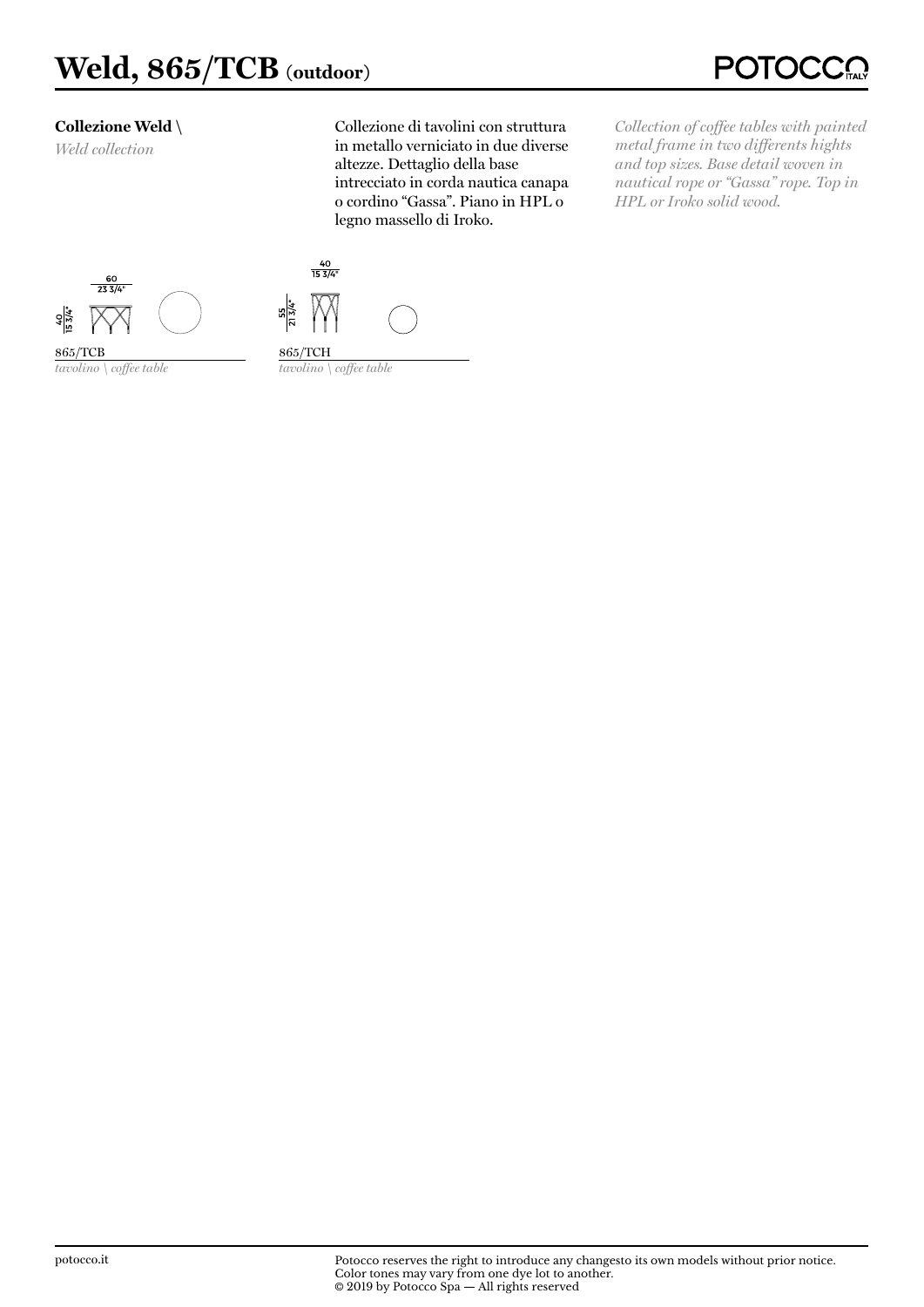# Weld, 865/TCB (outdoor)

**Collezione Weld \**

*Weld collection*

Collezione di tavolini con struttura in metallo verniciato in due diverse altezze. Dettaglio della base intrecciato in corda nautica canapa o cordino "Gassa". Piano in HPL o legno massello di Iroko.

*Collection of coffee tables with painted metal frame in two differents hights and top sizes. Base detail woven in nautical rope or "Gassa" rope. Top in HPL or Iroko solid wood.*

60
23 3/4"

40
15 3/4"

865/TCB
*tavolino \ coffee table*

40
15 3/4"

55
21 3/4"

865/TCH
*tavolino \ coffee table*

potocco.it

Potocco reserves the right to introduce any changesto its own models without prior notice.
Color tones may vary from one dye lot to another.
© 2019 by Potocco Spa — All rights reserved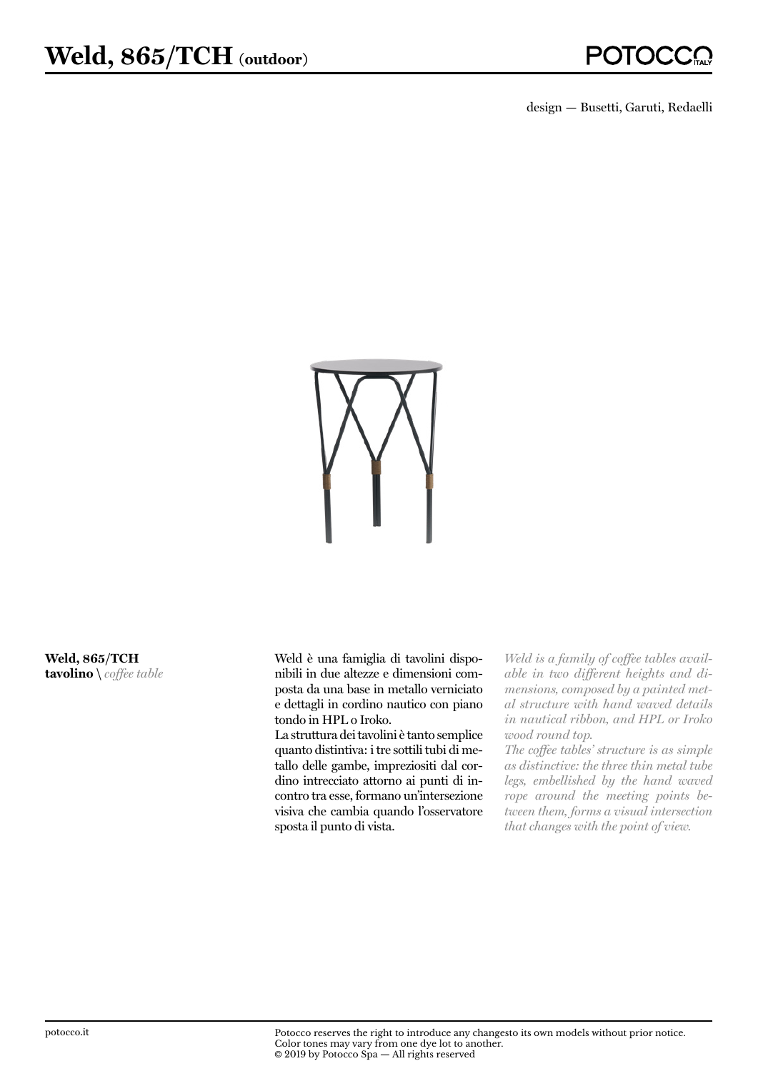# **Weld, 865/TCH** (outdoor)

design — Busetti, Garuti, Redaelli

**Weld, 865/TCH**
**tavolino** \ *coffee table*

Weld è una famiglia di tavolini disponibili in due altezze e dimensioni composta da una base in metallo verniciato e dettagli in cordino nautico con piano tondo in HPL o Iroko.
La struttura dei tavolini è tanto semplice quanto distintiva: i tre sottili tubi di metallo delle gambe, impreziositi dal cordino intrecciato attorno ai punti di incontro tra esse, formano un'intersezione visiva che cambia quando l'osservatore sposta il punto di vista.

*Weld is a family of coffee tables available in two different heights and dimensions, composed by a painted metal structure with hand waved details in nautical ribbon, and HPL or Iroko wood round top.*
*The coffee tables' structure is as simple as distinctive: the three thin metal tube legs, embellished by the hand waved rope around the meeting points between them, forms a visual intersection that changes with the point of view.*

potocco.it

Potocco reserves the right to introduce any changesto its own models without prior notice.
Color tones may vary from one dye lot to another.
© 2019 by Potocco Spa — All rights reserved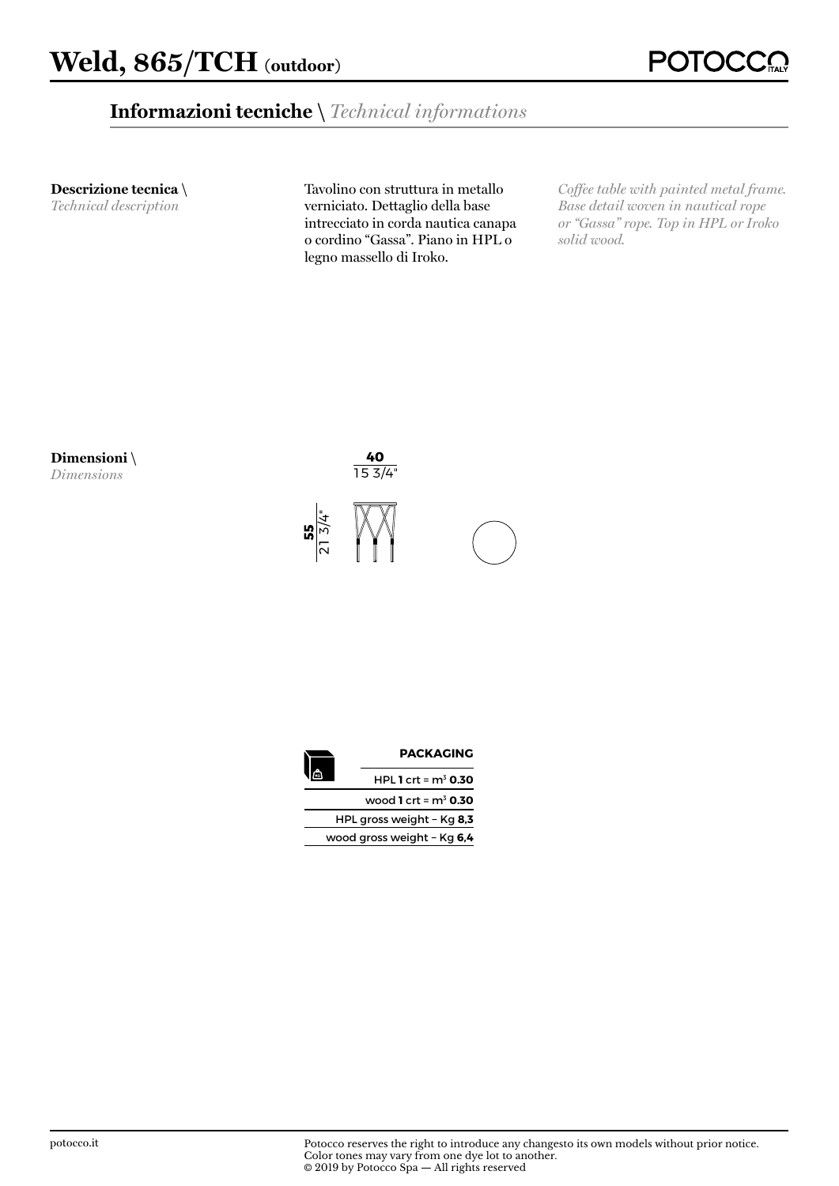# Weld, 865/TCH (outdoor)

## Informazioni tecniche \ *Technical informations*

**Descrizione tecnica** \
*Technical description*

Tavolino con struttura in metallo verniciato. Dettaglio della base intrecciato in corda nautica canapa o cordino "Gassa". Piano in HPL o legno massello di Iroko.

*Coffee table with painted metal frame. Base detail woven in nautical rope or "Gassa" rope. Top in HPL or Iroko solid wood.*

**Dimensioni** \
*Dimensions*

**40**
15 3/4"

**55**
21 3/4"

| PACKAGING |
|---|
| HPL **1** crt = m³ **0.30** |
| wood **1** crt = m³ **0.30** |
| HPL gross weight – Kg **8,3** |
| wood gross weight – Kg **6,4** |

potocco.it

Potocco reserves the right to introduce any changesto its own models without prior notice.
Color tones may vary from one dye lot to another.
© 2019 by Potocco Spa — All rights reserved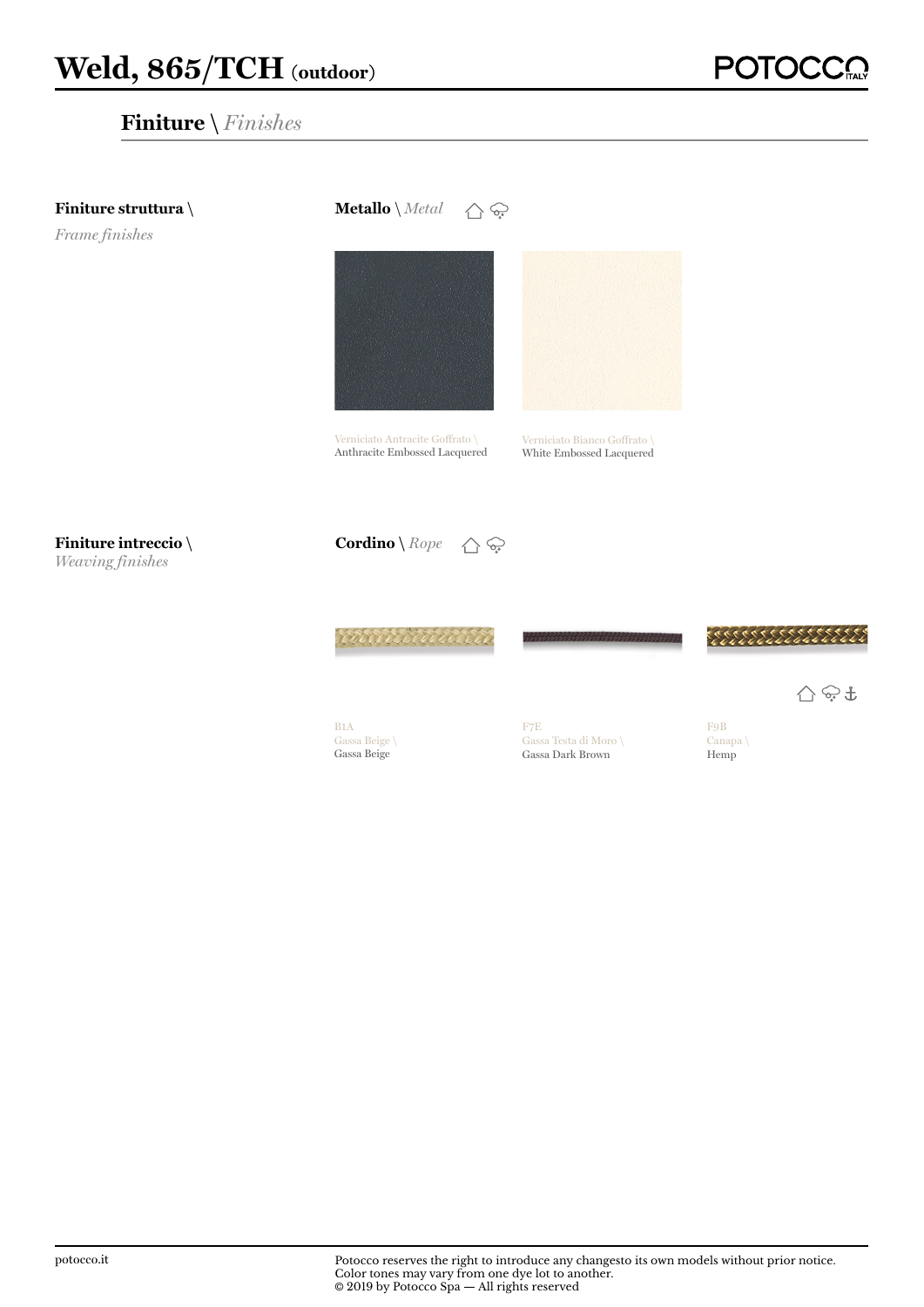# Weld, 865/TCH (outdoor)

## Finiture \ *Finishes*

**Finiture struttura \**
*Frame finishes*

**Metallo** \ *Metal*

Verniciato Antracite Goffrato \
Anthracite Embossed Lacquered

Verniciato Bianco Goffrato \
White Embossed Lacquered

**Finiture intreccio \**
*Weaving finishes*

**Cordino** \ *Rope*

B1A
Gassa Beige \
Gassa Beige

F7E
Gassa Testa di Moro \
Gassa Dark Brown

F9B
Canapa \
Hemp

Potocco reserves the right to introduce any changesto its own models without prior notice.
Color tones may vary from one dye lot to another.
© 2019 by Potocco Spa — All rights reserved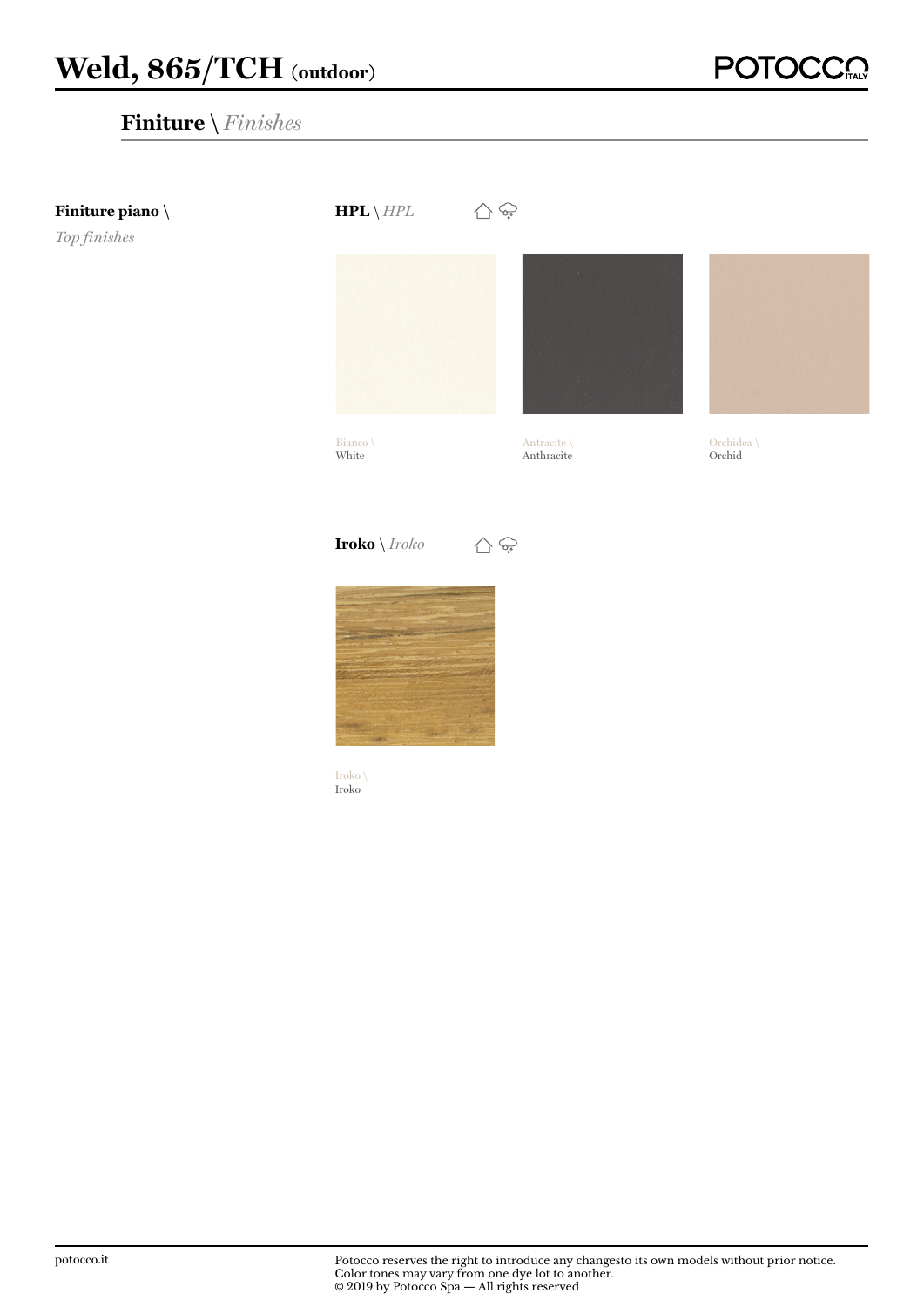# Weld, 865/TCH (outdoor)

## **Finiture** \ *Finishes*

**Finiture piano** \
*Top finishes*

**HPL** \ *HPL*

Bianco \
White

Antracite \
Anthracite

Orchidea \
Orchid

**Iroko** \ *Iroko*

Iroko \
Iroko

potocco.it

Potocco reserves the right to introduce any changesto its own models without prior notice.
Color tones may vary from one dye lot to another.
© 2019 by Potocco Spa — All rights reserved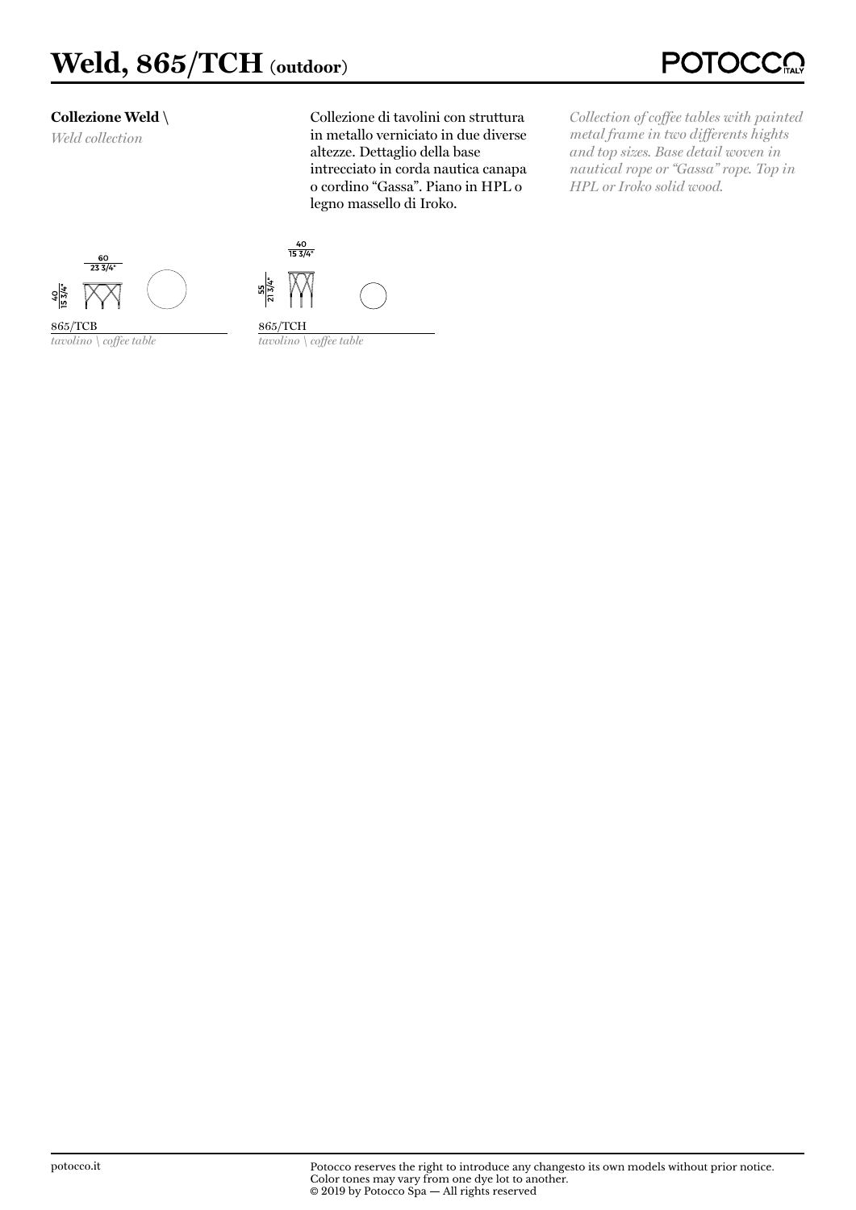# Weld, 865/TCH (outdoor)

**Collezione Weld \**

*Weld collection*

Collezione di tavolini con struttura in metallo verniciato in due diverse altezze. Dettaglio della base intrecciato in corda nautica canapa o cordino "Gassa". Piano in HPL o legno massello di Iroko.

*Collection of coffee tables with painted metal frame in two differents hights and top sizes. Base detail woven in nautical rope or "Gassa" rope. Top in HPL or Iroko solid wood.*

60
23 3/4"
40
15 3/4"

865/TCB
*tavolino \ coffee table*

40
15 3/4"
55
21 3/4"

865/TCH
*tavolino \ coffee table*

potocco.it

Potocco reserves the right to introduce any changesto its own models without prior notice.
Color tones may vary from one dye lot to another.
© 2019 by Potocco Spa — All rights reserved